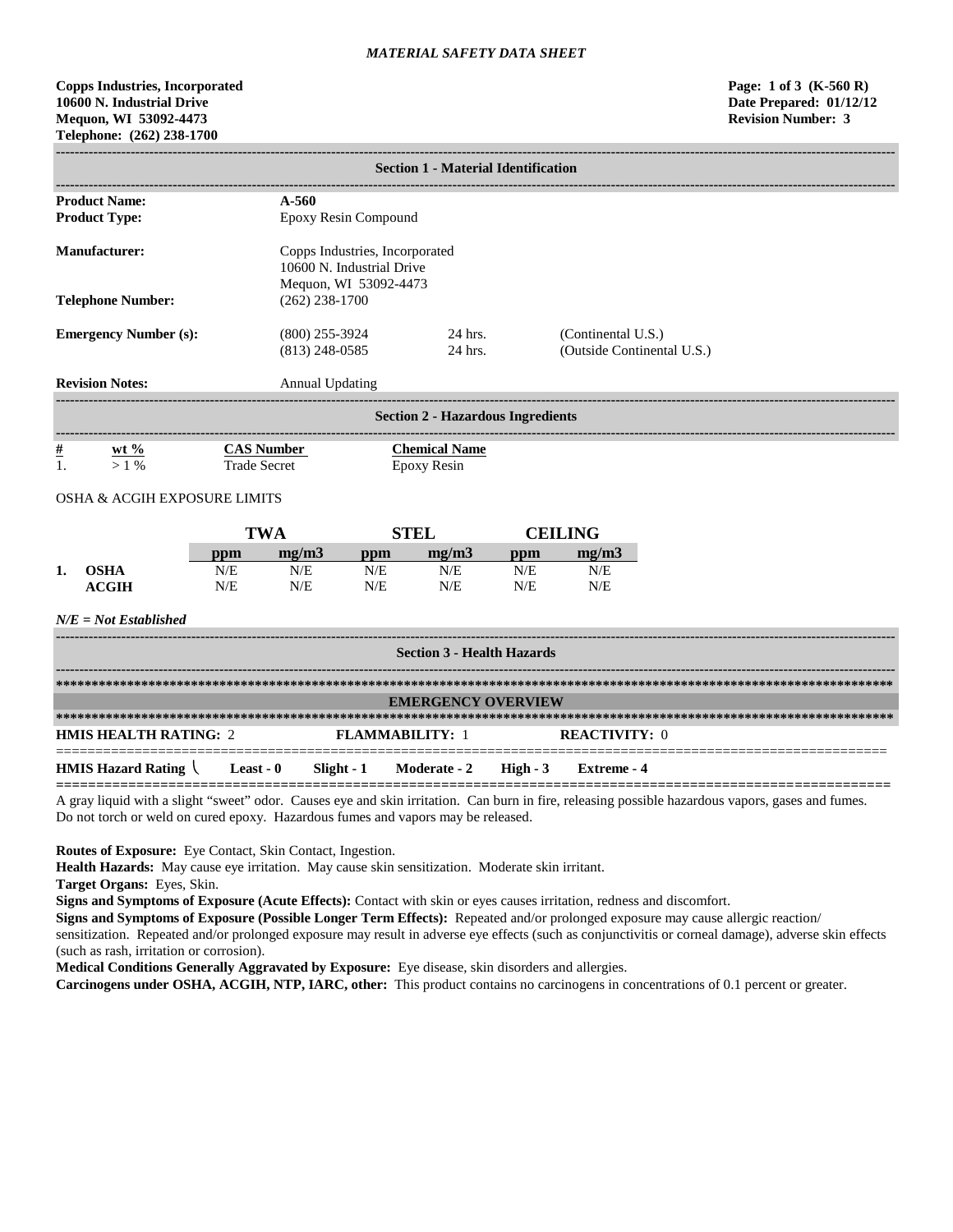*MATERIAL SAFETY DATA SHEET*

**Copps Industries, Incorporated**
**10600 N. Industrial Drive**
**Mequon, WI 53092-4473**
**Telephone: (262) 238-1700**

**Page: 1 of 3 (K-560 R)**
**Date Prepared: 01/12/12**
**Revision Number: 3**

## Section 1 - Material Identification

| | | | |
|---|---|---|---|
| **Product Name:** | **A-560** | | |
| **Product Type:** | Epoxy Resin Compound | | |
| **Manufacturer:** | Copps Industries, Incorporated<br>10600 N. Industrial Drive<br>Mequon, WI 53092-4473 | | |
| **Telephone Number:** | (262) 238-1700 | | |
| **Emergency Number (s):** | (800) 255-3924 | 24 hrs. | (Continental U.S.) |
| | (813) 248-0585 | 24 hrs. | (Outside Continental U.S.) |
| **Revision Notes:** | Annual Updating | | |

## Section 2 - Hazardous Ingredients

| # | wt % | CAS Number | Chemical Name |
|---|---|---|---|
| 1. | > 1 % | Trade Secret | Epoxy Resin |

OSHA & ACGIH EXPOSURE LIMITS

| | | TWA | | STEL | | CEILING | |
|---|---|---|---|---|---|---|---|
| | | ppm | mg/m3 | ppm | mg/m3 | ppm | mg/m3 |
| 1. | OSHA | N/E | N/E | N/E | N/E | N/E | N/E |
| | ACGIH | N/E | N/E | N/E | N/E | N/E | N/E |

*N/E = Not Established*

## Section 3 - Health Hazards

### EMERGENCY OVERVIEW

**HMIS HEALTH RATING:** 2 **FLAMMABILITY:** 1 **REACTIVITY:** 0

**HMIS Hazard Rating** **Least - 0** **Slight - 1** **Moderate - 2** **High - 3** **Extreme - 4**

A gray liquid with a slight "sweet" odor. Causes eye and skin irritation. Can burn in fire, releasing possible hazardous vapors, gases and fumes. Do not torch or weld on cured epoxy. Hazardous fumes and vapors may be released.

**Routes of Exposure:** Eye Contact, Skin Contact, Ingestion.
**Health Hazards:** May cause eye irritation. May cause skin sensitization. Moderate skin irritant.
**Target Organs:** Eyes, Skin.
**Signs and Symptoms of Exposure (Acute Effects):** Contact with skin or eyes causes irritation, redness and discomfort.
**Signs and Symptoms of Exposure (Possible Longer Term Effects):** Repeated and/or prolonged exposure may cause allergic reaction/ sensitization. Repeated and/or prolonged exposure may result in adverse eye effects (such as conjunctivitis or corneal damage), adverse skin effects (such as rash, irritation or corrosion).
**Medical Conditions Generally Aggravated by Exposure:** Eye disease, skin disorders and allergies.
**Carcinogens under OSHA, ACGIH, NTP, IARC, other:** This product contains no carcinogens in concentrations of 0.1 percent or greater.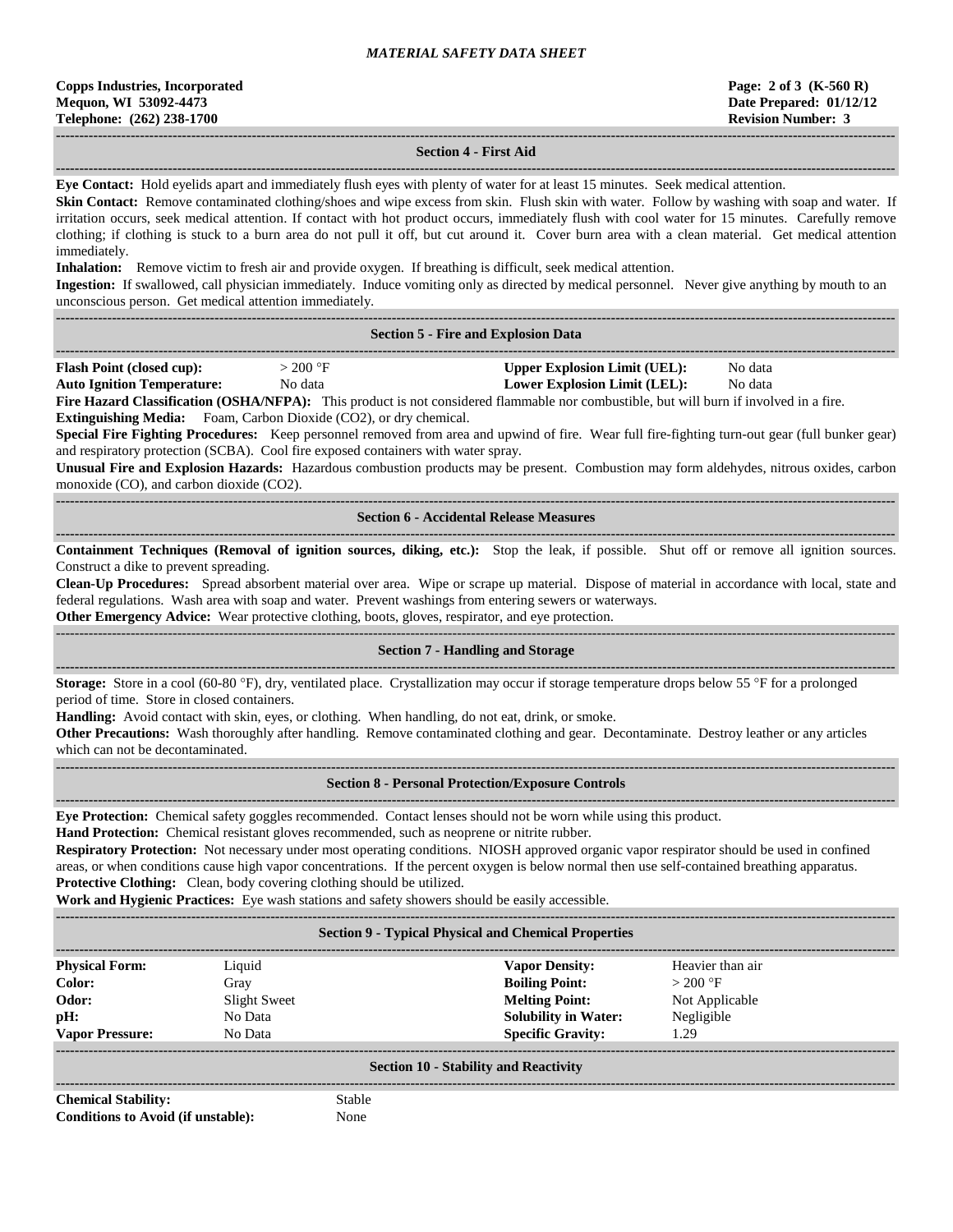## Section 4 - First Aid

**Eye Contact:** Hold eyelids apart and immediately flush eyes with plenty of water for at least 15 minutes. Seek medical attention.

**Skin Contact:** Remove contaminated clothing/shoes and wipe excess from skin. Flush skin with water. Follow by washing with soap and water. If irritation occurs, seek medical attention. If contact with hot product occurs, immediately flush with cool water for 15 minutes. Carefully remove clothing; if clothing is stuck to a burn area do not pull it off, but cut around it. Cover burn area with a clean material. Get medical attention immediately.

**Inhalation:** Remove victim to fresh air and provide oxygen. If breathing is difficult, seek medical attention.

**Ingestion:** If swallowed, call physician immediately. Induce vomiting only as directed by medical personnel. Never give anything by mouth to an unconscious person. Get medical attention immediately.

## Section 5 - Fire and Explosion Data

| | | | |
|---|---|---|---|
| **Flash Point (closed cup):** | > 200 °F | **Upper Explosion Limit (UEL):** | No data |
| **Auto Ignition Temperature:** | No data | **Lower Explosion Limit (LEL):** | No data |

**Fire Hazard Classification (OSHA/NFPA):** This product is not considered flammable nor combustible, but will burn if involved in a fire.

**Extinguishing Media:** Foam, Carbon Dioxide ($CO_2$), or dry chemical.

**Special Fire Fighting Procedures:** Keep personnel removed from area and upwind of fire. Wear full fire-fighting turn-out gear (full bunker gear) and respiratory protection (SCBA). Cool fire exposed containers with water spray.

**Unusual Fire and Explosion Hazards:** Hazardous combustion products may be present. Combustion may form aldehydes, nitrous oxides, carbon monoxide (CO), and carbon dioxide ($CO_2$).

## Section 6 - Accidental Release Measures

**Containment Techniques (Removal of ignition sources, diking, etc.):** Stop the leak, if possible. Shut off or remove all ignition sources. Construct a dike to prevent spreading.

**Clean-Up Procedures:** Spread absorbent material over area. Wipe or scrape up material. Dispose of material in accordance with local, state and federal regulations. Wash area with soap and water. Prevent washings from entering sewers or waterways.

**Other Emergency Advice:** Wear protective clothing, boots, gloves, respirator, and eye protection.

## Section 7 - Handling and Storage

**Storage:** Store in a cool (60-80 °F), dry, ventilated place. Crystallization may occur if storage temperature drops below 55 °F for a prolonged period of time. Store in closed containers.

**Handling:** Avoid contact with skin, eyes, or clothing. When handling, do not eat, drink, or smoke.

**Other Precautions:** Wash thoroughly after handling. Remove contaminated clothing and gear. Decontaminate. Destroy leather or any articles which can not be decontaminated.

## Section 8 - Personal Protection/Exposure Controls

**Eye Protection:** Chemical safety goggles recommended. Contact lenses should not be worn while using this product.

**Hand Protection:** Chemical resistant gloves recommended, such as neoprene or nitrite rubber.

**Respiratory Protection:** Not necessary under most operating conditions. NIOSH approved organic vapor respirator should be used in confined areas, or when conditions cause high vapor concentrations. If the percent oxygen is below normal then use self-contained breathing apparatus.

**Protective Clothing:** Clean, body covering clothing should be utilized.

**Work and Hygienic Practices:** Eye wash stations and safety showers should be easily accessible.

## Section 9 - Typical Physical and Chemical Properties

| | | | |
|---|---|---|---|
| **Physical Form:** | Liquid | **Vapor Density:** | Heavier than air |
| **Color:** | Gray | **Boiling Point:** | > 200 °F |
| **Odor:** | Slight Sweet | **Melting Point:** | Not Applicable |
| **pH:** | No Data | **Solubility in Water:** | Negligible |
| **Vapor Pressure:** | No Data | **Specific Gravity:** | 1.29 |

## Section 10 - Stability and Reactivity

| | |
|---|---|
| **Chemical Stability:** | Stable |
| **Conditions to Avoid (if unstable):** | None |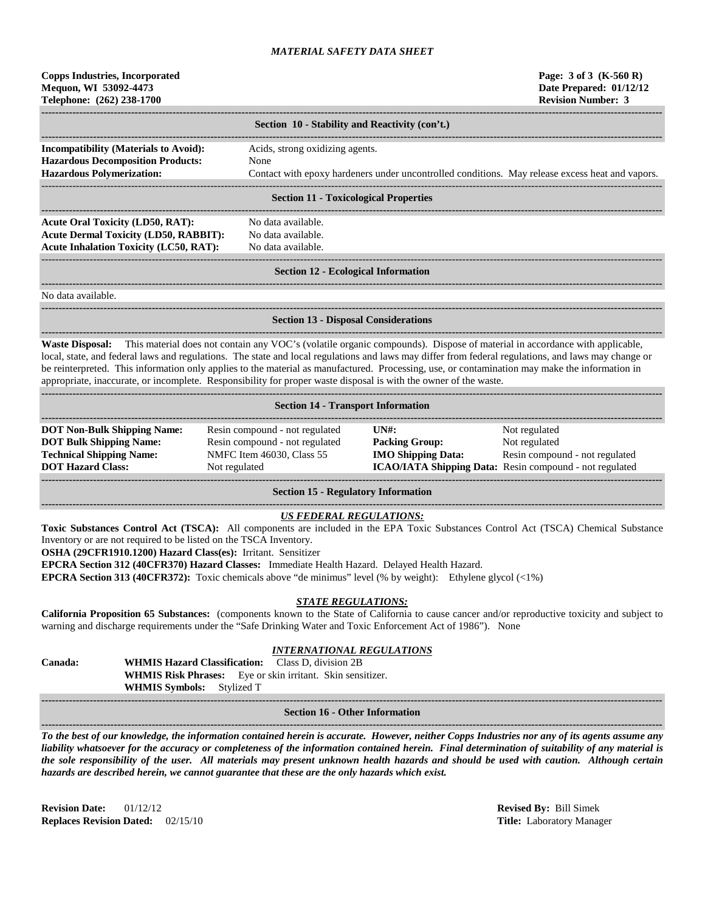## Section 10 - Stability and Reactivity (con't.)

**Incompatibility (Materials to Avoid):** Acids, strong oxidizing agents.
**Hazardous Decomposition Products:** None
**Hazardous Polymerization:** Contact with epoxy hardeners under uncontrolled conditions. May release excess heat and vapors.

## Section 11 - Toxicological Properties

**Acute Oral Toxicity (LD50, RAT):** No data available.
**Acute Dermal Toxicity (LD50, RABBIT):** No data available.
**Acute Inhalation Toxicity (LC50, RAT):** No data available.

## Section 12 - Ecological Information

No data available.

## Section 13 - Disposal Considerations

**Waste Disposal:** This material does not contain any VOC's (volatile organic compounds). Dispose of material in accordance with applicable, local, state, and federal laws and regulations. The state and local regulations and laws may differ from federal regulations, and laws may change or be reinterpreted. This information only applies to the material as manufactured. Processing, use, or contamination may make the information in appropriate, inaccurate, or incomplete. Responsibility for proper waste disposal is with the owner of the waste.

## Section 14 - Transport Information

| | | | |
|---|---|---|---|
| **DOT Non-Bulk Shipping Name:** | Resin compound - not regulated | **UN#:** | Not regulated |
| **DOT Bulk Shipping Name:** | Resin compound - not regulated | **Packing Group:** | Not regulated |
| **Technical Shipping Name:** | NMFC Item 46030, Class 55 | **IMO Shipping Data:** | Resin compound - not regulated |
| **DOT Hazard Class:** | Not regulated | **ICAO/IATA Shipping Data:** | Resin compound - not regulated |

## Section 15 - Regulatory Information

### *US FEDERAL REGULATIONS:*

**Toxic Substances Control Act (TSCA):** All components are included in the EPA Toxic Substances Control Act (TSCA) Chemical Substance Inventory or are not required to be listed on the TSCA Inventory.
**OSHA (29CFR1910.1200) Hazard Class(es):** Irritant. Sensitizer
**EPCRA Section 312 (40CFR370) Hazard Classes:** Immediate Health Hazard. Delayed Health Hazard.
**EPCRA Section 313 (40CFR372):** Toxic chemicals above "de minimus" level (% by weight): Ethylene glycol (<1%)

### *STATE REGULATIONS:*

**California Proposition 65 Substances:** (components known to the State of California to cause cancer and/or reproductive toxicity and subject to warning and discharge requirements under the "Safe Drinking Water and Toxic Enforcement Act of 1986"). None

### *INTERNATIONAL REGULATIONS*

**Canada:**
**WHMIS Hazard Classification:** Class D, division 2B
**WHMIS Risk Phrases:** Eye or skin irritant. Skin sensitizer.
**WHMIS Symbols:** Stylized T

## Section 16 - Other Information

***To the best of our knowledge, the information contained herein is accurate. However, neither Copps Industries nor any of its agents assume any liability whatsoever for the accuracy or completeness of the information contained herein. Final determination of suitability of any material is the sole responsibility of the user. All materials may present unknown health hazards and should be used with caution. Although certain hazards are described herein, we cannot guarantee that these are the only hazards which exist.***

**Revision Date:** 01/12/12
**Replaces Revision Dated:** 02/15/10

**Revised By:** Bill Simek
**Title:** Laboratory Manager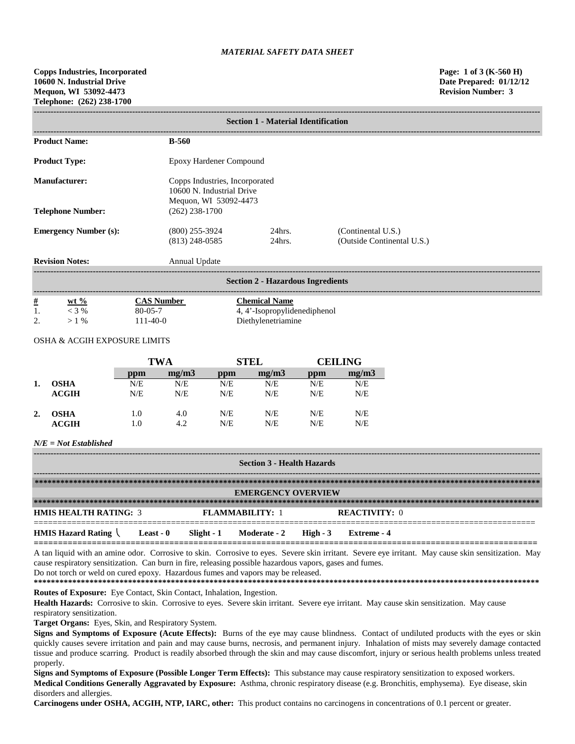*MATERIAL SAFETY DATA SHEET*

**Copps Industries, Incorporated**
**10600 N. Industrial Drive**
**Mequon, WI 53092-4473**
**Telephone: (262) 238-1700**

**Page: 1 of 3 (K-560 H)**
**Date Prepared: 01/12/12**
**Revision Number: 3**

## Section 1 - Material Identification

| | | | |
|---|---|---|---|
| **Product Name:** | **B-560** | | |
| **Product Type:** | Epoxy Hardener Compound | | |
| **Manufacturer:** | Copps Industries, Incorporated<br>10600 N. Industrial Drive<br>Mequon, WI 53092-4473 | | |
| **Telephone Number:** | (262) 238-1700 | | |
| **Emergency Number (s):** | (800) 255-3924<br>(813) 248-0585 | 24hrs.<br>24hrs. | (Continental U.S.)<br>(Outside Continental U.S.) |
| **Revision Notes:** | Annual Update | | |

## Section 2 - Hazardous Ingredients

| # | wt % | CAS Number | Chemical Name |
|---|---|---|---|
| 1. | < 3 % | 80-05-7 | 4, 4'-Isopropylidenediphenol |
| 2. | > 1 % | 111-40-0 | Diethylenetriamine |

OSHA & ACGIH EXPOSURE LIMITS

| | | TWA | | STEL | | CEILING | |
|---|---|---|---|---|---|---|---|
| | | ppm | mg/m3 | ppm | mg/m3 | ppm | mg/m3 |
| 1. | OSHA | N/E | N/E | N/E | N/E | N/E | N/E |
| | ACGIH | N/E | N/E | N/E | N/E | N/E | N/E |
| 2. | OSHA | 1.0 | 4.0 | N/E | N/E | N/E | N/E |
| | ACGIH | 1.0 | 4.2 | N/E | N/E | N/E | N/E |

***N/E = Not Established***

## Section 3 - Health Hazards

### EMERGENCY OVERVIEW

**HMIS HEALTH RATING:** 3 **FLAMMABILITY:** 1 **REACTIVITY:** 0

**HMIS Hazard Rating** \ **Least - 0** **Slight - 1** **Moderate - 2** **High - 3** **Extreme - 4**

A tan liquid with an amine odor. Corrosive to skin. Corrosive to eyes. Severe skin irritant. Severe eye irritant. May cause skin sensitization. May cause respiratory sensitization. Can burn in fire, releasing possible hazardous vapors, gases and fumes.
Do not torch or weld on cured epoxy. Hazardous fumes and vapors may be released.

**Routes of Exposure:** Eye Contact, Skin Contact, Inhalation, Ingestion.

**Health Hazards:** Corrosive to skin. Corrosive to eyes. Severe skin irritant. Severe eye irritant. May cause skin sensitization. May cause respiratory sensitization.

**Target Organs:** Eyes, Skin, and Respiratory System.

**Signs and Symptoms of Exposure (Acute Effects):** Burns of the eye may cause blindness. Contact of undiluted products with the eyes or skin quickly causes severe irritation and pain and may cause burns, necrosis, and permanent injury. Inhalation of mists may severely damage contacted tissue and produce scarring. Product is readily absorbed through the skin and may cause discomfort, injury or serious health problems unless treated properly.

**Signs and Symptoms of Exposure (Possible Longer Term Effects):** This substance may cause respiratory sensitization to exposed workers.

**Medical Conditions Generally Aggravated by Exposure:** Asthma, chronic respiratory disease (e.g. Bronchitis, emphysema). Eye disease, skin disorders and allergies.

**Carcinogens under OSHA, ACGIH, NTP, IARC, other:** This product contains no carcinogens in concentrations of 0.1 percent or greater.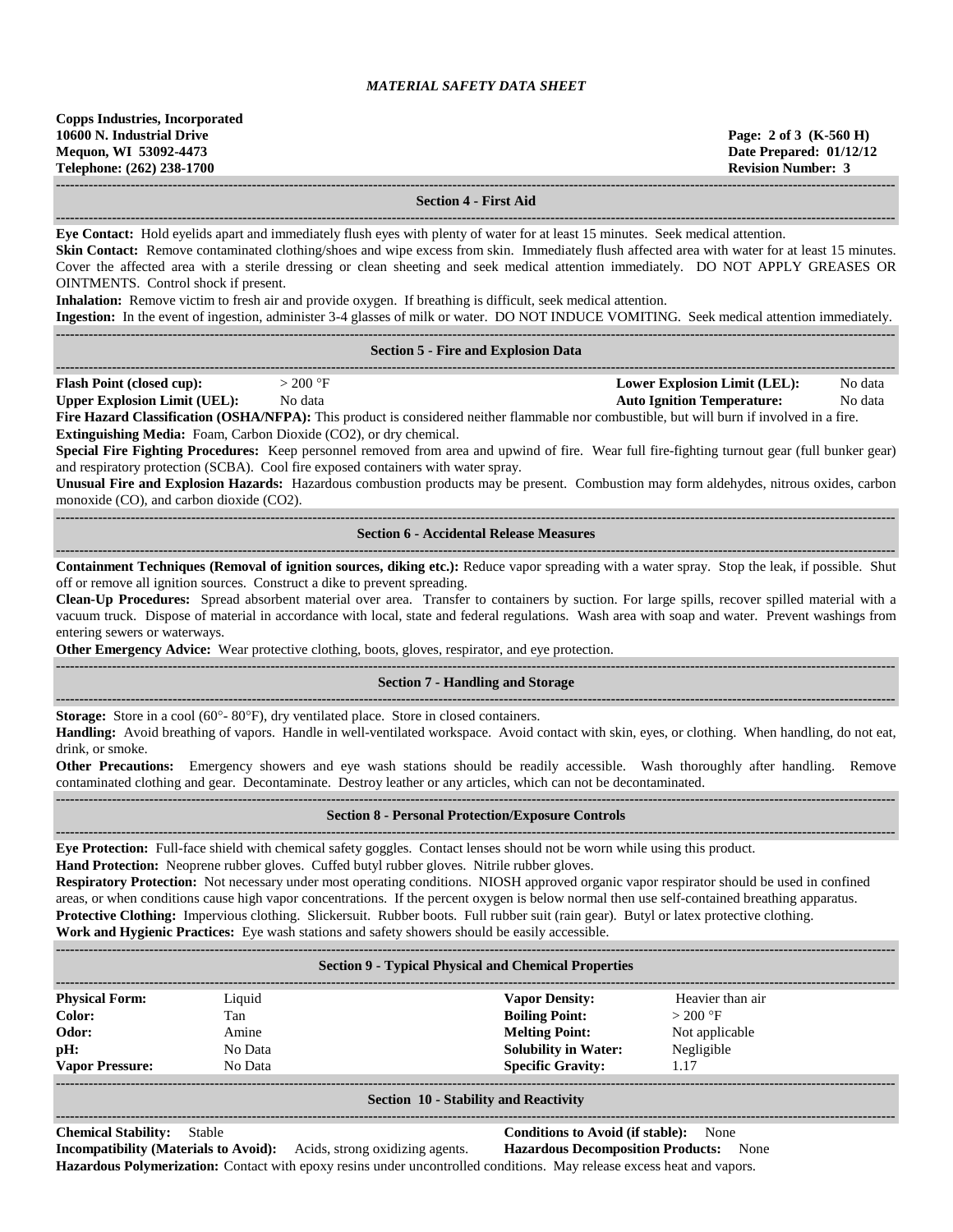## Section 4 - First Aid

**Eye Contact:** Hold eyelids apart and immediately flush eyes with plenty of water for at least 15 minutes. Seek medical attention.
**Skin Contact:** Remove contaminated clothing/shoes and wipe excess from skin. Immediately flush affected area with water for at least 15 minutes. Cover the affected area with a sterile dressing or clean sheeting and seek medical attention immediately. DO NOT APPLY GREASES OR OINTMENTS. Control shock if present.
**Inhalation:** Remove victim to fresh air and provide oxygen. If breathing is difficult, seek medical attention.
**Ingestion:** In the event of ingestion, administer 3-4 glasses of milk or water. DO NOT INDUCE VOMITING. Seek medical attention immediately.

## Section 5 - Fire and Explosion Data

| | | | |
|---|---|---|---|
| **Flash Point (closed cup):** | > 200 °F | **Lower Explosion Limit (LEL):** | No data |
| **Upper Explosion Limit (UEL):** | No data | **Auto Ignition Temperature:** | No data |

**Fire Hazard Classification (OSHA/NFPA):** This product is considered neither flammable nor combustible, but will burn if involved in a fire.
**Extinguishing Media:** Foam, Carbon Dioxide ($CO_2$), or dry chemical.
**Special Fire Fighting Procedures:** Keep personnel removed from area and upwind of fire. Wear full fire-fighting turnout gear (full bunker gear) and respiratory protection (SCBA). Cool fire exposed containers with water spray.
**Unusual Fire and Explosion Hazards:** Hazardous combustion products may be present. Combustion may form aldehydes, nitrous oxides, carbon monoxide (CO), and carbon dioxide ($CO_2$).

## Section 6 - Accidental Release Measures

**Containment Techniques (Removal of ignition sources, diking etc.):** Reduce vapor spreading with a water spray. Stop the leak, if possible. Shut off or remove all ignition sources. Construct a dike to prevent spreading.
**Clean-Up Procedures:** Spread absorbent material over area. Transfer to containers by suction. For large spills, recover spilled material with a vacuum truck. Dispose of material in accordance with local, state and federal regulations. Wash area with soap and water. Prevent washings from entering sewers or waterways.
**Other Emergency Advice:** Wear protective clothing, boots, gloves, respirator, and eye protection.

## Section 7 - Handling and Storage

**Storage:** Store in a cool (60°- 80°F), dry ventilated place. Store in closed containers.
**Handling:** Avoid breathing of vapors. Handle in well-ventilated workspace. Avoid contact with skin, eyes, or clothing. When handling, do not eat, drink, or smoke.
**Other Precautions:** Emergency showers and eye wash stations should be readily accessible. Wash thoroughly after handling. Remove contaminated clothing and gear. Decontaminate. Destroy leather or any articles, which can not be decontaminated.

## Section 8 - Personal Protection/Exposure Controls

**Eye Protection:** Full-face shield with chemical safety goggles. Contact lenses should not be worn while using this product.
**Hand Protection:** Neoprene rubber gloves. Cuffed butyl rubber gloves. Nitrile rubber gloves.
**Respiratory Protection:** Not necessary under most operating conditions. NIOSH approved organic vapor respirator should be used in confined areas, or when conditions cause high vapor concentrations. If the percent oxygen is below normal then use self-contained breathing apparatus.
**Protective Clothing:** Impervious clothing. Slickersuit. Rubber boots. Full rubber suit (rain gear). Butyl or latex protective clothing.
**Work and Hygienic Practices:** Eye wash stations and safety showers should be easily accessible.

## Section 9 - Typical Physical and Chemical Properties

| | | | |
|---|---|---|---|
| **Physical Form:** | Liquid | **Vapor Density:** | Heavier than air |
| **Color:** | Tan | **Boiling Point:** | > 200 °F |
| **Odor:** | Amine | **Melting Point:** | Not applicable |
| **pH:** | No Data | **Solubility in Water:** | Negligible |
| **Vapor Pressure:** | No Data | **Specific Gravity:** | 1.17 |

## Section 10 - Stability and Reactivity

**Chemical Stability:** Stable
**Conditions to Avoid (if stable):** None
**Incompatibility (Materials to Avoid):** Acids, strong oxidizing agents.
**Hazardous Decomposition Products:** None
**Hazardous Polymerization:** Contact with epoxy resins under uncontrolled conditions. May release excess heat and vapors.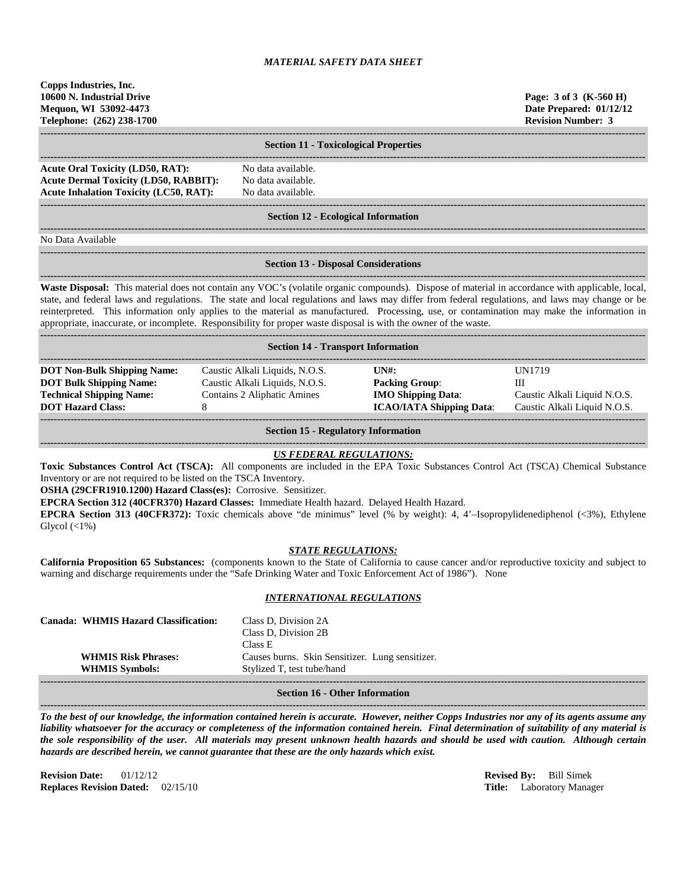## Section 11 - Toxicological Properties

| | |
|---|---|
| **Acute Oral Toxicity (LD50, RAT):** | No data available. |
| **Acute Dermal Toxicity (LD50, RABBIT):** | No data available. |
| **Acute Inhalation Toxicity (LC50, RAT):** | No data available. |

## Section 12 - Ecological Information

No Data Available

## Section 13 - Disposal Considerations

**Waste Disposal:** This material does not contain any VOC's (volatile organic compounds). Dispose of material in accordance with applicable, local, state, and federal laws and regulations. The state and local regulations and laws may differ from federal regulations, and laws may change or be reinterpreted. This information only applies to the material as manufactured. Processing, use, or contamination may make the information in appropriate, inaccurate, or incomplete. Responsibility for proper waste disposal is with the owner of the waste.

## Section 14 - Transport Information

| | | | |
|---|---|---|---|
| **DOT Non-Bulk Shipping Name:** | Caustic Alkali Liquids, N.O.S. | **UN#:** | UN1719 |
| **DOT Bulk Shipping Name:** | Caustic Alkali Liquids, N.O.S. | **Packing Group**: | III |
| **Technical Shipping Name:** | Contains 2 Aliphatic Amines | **IMO Shipping Data**: | Caustic Alkali Liquid N.O.S. |
| **DOT Hazard Class:** | 8 | **ICAO/IATA Shipping Data**: | Caustic Alkali Liquid N.O.S. |

## Section 15 - Regulatory Information

### *US FEDERAL REGULATIONS:*

**Toxic Substances Control Act (TSCA):** All components are included in the EPA Toxic Substances Control Act (TSCA) Chemical Substance Inventory or are not required to be listed on the TSCA Inventory.

**OSHA (29CFR1910.1200) Hazard Class(es):** Corrosive. Sensitizer.

**EPCRA Section 312 (40CFR370) Hazard Classes:** Immediate Health hazard. Delayed Health Hazard.

**EPCRA Section 313 (40CFR372):** Toxic chemicals above "de minimus" level (% by weight): 4, 4'–Isopropylidenediphenol (<3%), Ethylene Glycol (<1%)

### *STATE REGULATIONS:*

**California Proposition 65 Substances:** (components known to the State of California to cause cancer and/or reproductive toxicity and subject to warning and discharge requirements under the "Safe Drinking Water and Toxic Enforcement Act of 1986"). None

### *INTERNATIONAL REGULATIONS*

| | |
|---|---|
| **Canada: WHMIS Hazard Classification:** | Class D, Division 2A<br>Class D, Division 2B<br>Class E |
| **WHMIS Risk Phrases:** | Causes burns. Skin Sensitizer. Lung sensitizer. |
| **WHMIS Symbols:** | Stylized T, test tube/hand |

## Section 16 - Other Information

***To the best of our knowledge, the information contained herein is accurate. However, neither Copps Industries nor any of its agents assume any liability whatsoever for the accuracy or completeness of the information contained herein. Final determination of suitability of any material is the sole responsibility of the user. All materials may present unknown health hazards and should be used with caution. Although certain hazards are described herein, we cannot guarantee that these are the only hazards which exist.***

**Revision Date:** 01/12/12
**Replaces Revision Dated:** 02/15/10

**Revised By:** Bill Simek
**Title:** Laboratory Manager